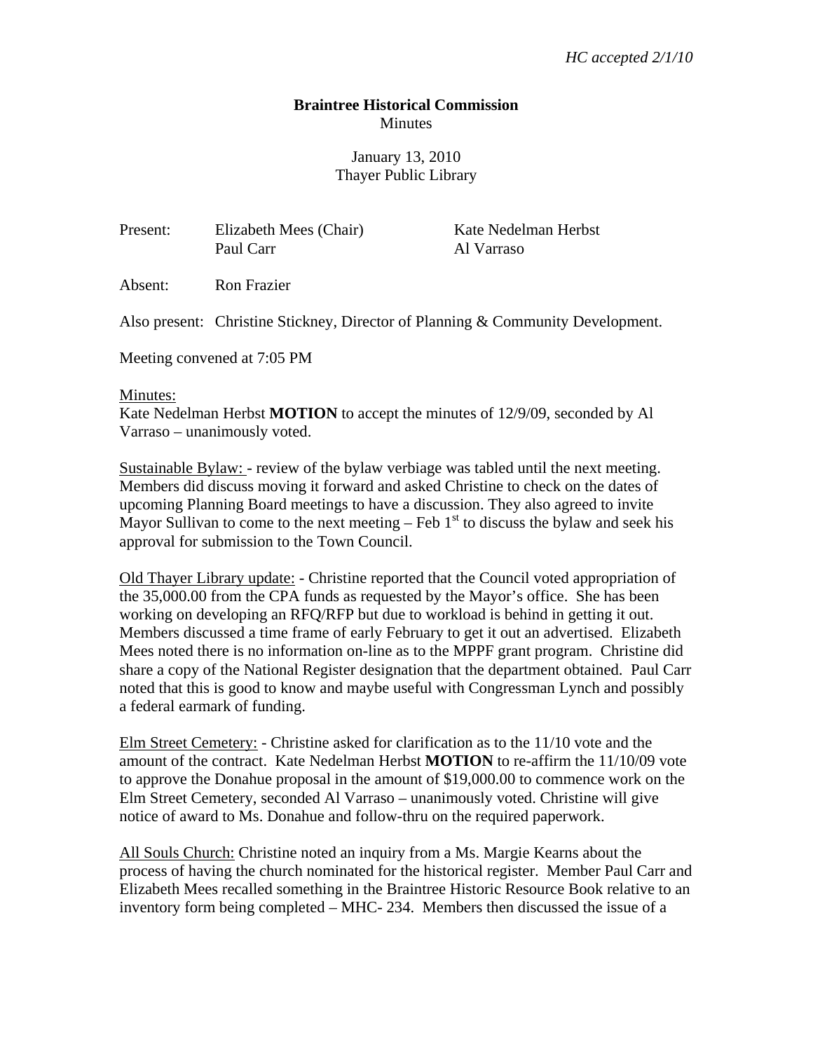*HC accepted 2/1/10*

**Braintree Historical Commission**
Minutes

January 13, 2010
Thayer Public Library

| Present: | Elizabeth Mees (Chair) | Kate Nedelman Herbst |
|---|---|---|
| | Paul Carr | Al Varraso |

Absent: Ron Frazier

Also present: Christine Stickney, Director of Planning & Community Development.

Meeting convened at 7:05 PM

Minutes:
Kate Nedelman Herbst **MOTION** to accept the minutes of 12/9/09, seconded by Al Varraso – unanimously voted.

Sustainable Bylaw: - review of the bylaw verbiage was tabled until the next meeting. Members did discuss moving it forward and asked Christine to check on the dates of upcoming Planning Board meetings to have a discussion. They also agreed to invite Mayor Sullivan to come to the next meeting – Feb 1st to discuss the bylaw and seek his approval for submission to the Town Council.

Old Thayer Library update: - Christine reported that the Council voted appropriation of the 35,000.00 from the CPA funds as requested by the Mayor's office. She has been working on developing an RFQ/RFP but due to workload is behind in getting it out. Members discussed a time frame of early February to get it out an advertised. Elizabeth Mees noted there is no information on-line as to the MPPF grant program. Christine did share a copy of the National Register designation that the department obtained. Paul Carr noted that this is good to know and maybe useful with Congressman Lynch and possibly a federal earmark of funding.

Elm Street Cemetery: - Christine asked for clarification as to the 11/10 vote and the amount of the contract. Kate Nedelman Herbst **MOTION** to re-affirm the 11/10/09 vote to approve the Donahue proposal in the amount of $19,000.00 to commence work on the Elm Street Cemetery, seconded Al Varraso – unanimously voted. Christine will give notice of award to Ms. Donahue and follow-thru on the required paperwork.

All Souls Church: Christine noted an inquiry from a Ms. Margie Kearns about the process of having the church nominated for the historical register. Member Paul Carr and Elizabeth Mees recalled something in the Braintree Historic Resource Book relative to an inventory form being completed – MHC- 234. Members then discussed the issue of a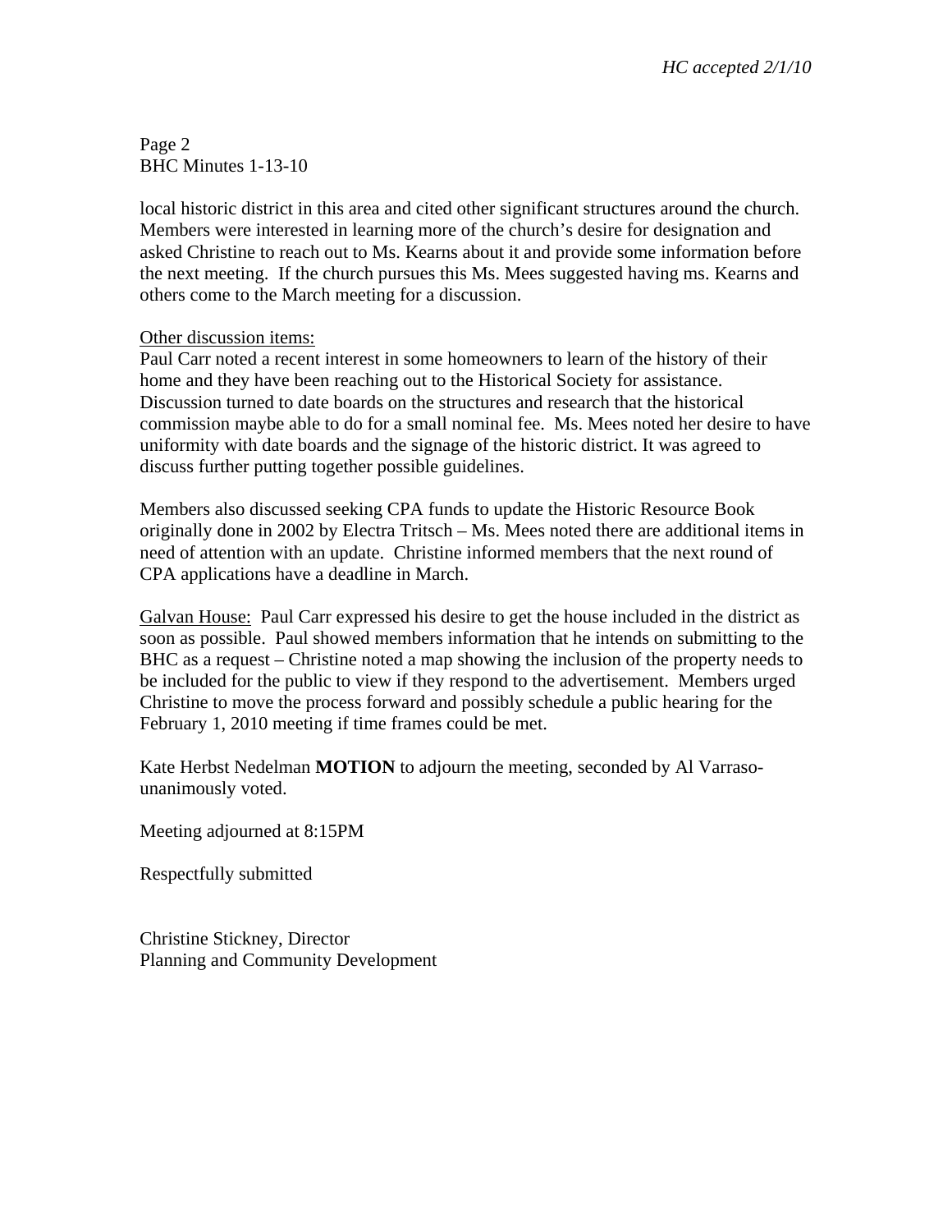*HC accepted 2/1/10*

Page 2
BHC Minutes 1-13-10

local historic district in this area and cited other significant structures around the church. Members were interested in learning more of the church's desire for designation and asked Christine to reach out to Ms. Kearns about it and provide some information before the next meeting. If the church pursues this Ms. Mees suggested having ms. Kearns and others come to the March meeting for a discussion.

Other discussion items:
Paul Carr noted a recent interest in some homeowners to learn of the history of their home and they have been reaching out to the Historical Society for assistance. Discussion turned to date boards on the structures and research that the historical commission maybe able to do for a small nominal fee. Ms. Mees noted her desire to have uniformity with date boards and the signage of the historic district. It was agreed to discuss further putting together possible guidelines.

Members also discussed seeking CPA funds to update the Historic Resource Book originally done in 2002 by Electra Tritsch – Ms. Mees noted there are additional items in need of attention with an update. Christine informed members that the next round of CPA applications have a deadline in March.

Galvan House: Paul Carr expressed his desire to get the house included in the district as soon as possible. Paul showed members information that he intends on submitting to the BHC as a request – Christine noted a map showing the inclusion of the property needs to be included for the public to view if they respond to the advertisement. Members urged Christine to move the process forward and possibly schedule a public hearing for the February 1, 2010 meeting if time frames could be met.

Kate Herbst Nedelman **MOTION** to adjourn the meeting, seconded by Al Varraso- unanimously voted.

Meeting adjourned at 8:15PM

Respectfully submitted

Christine Stickney, Director
Planning and Community Development